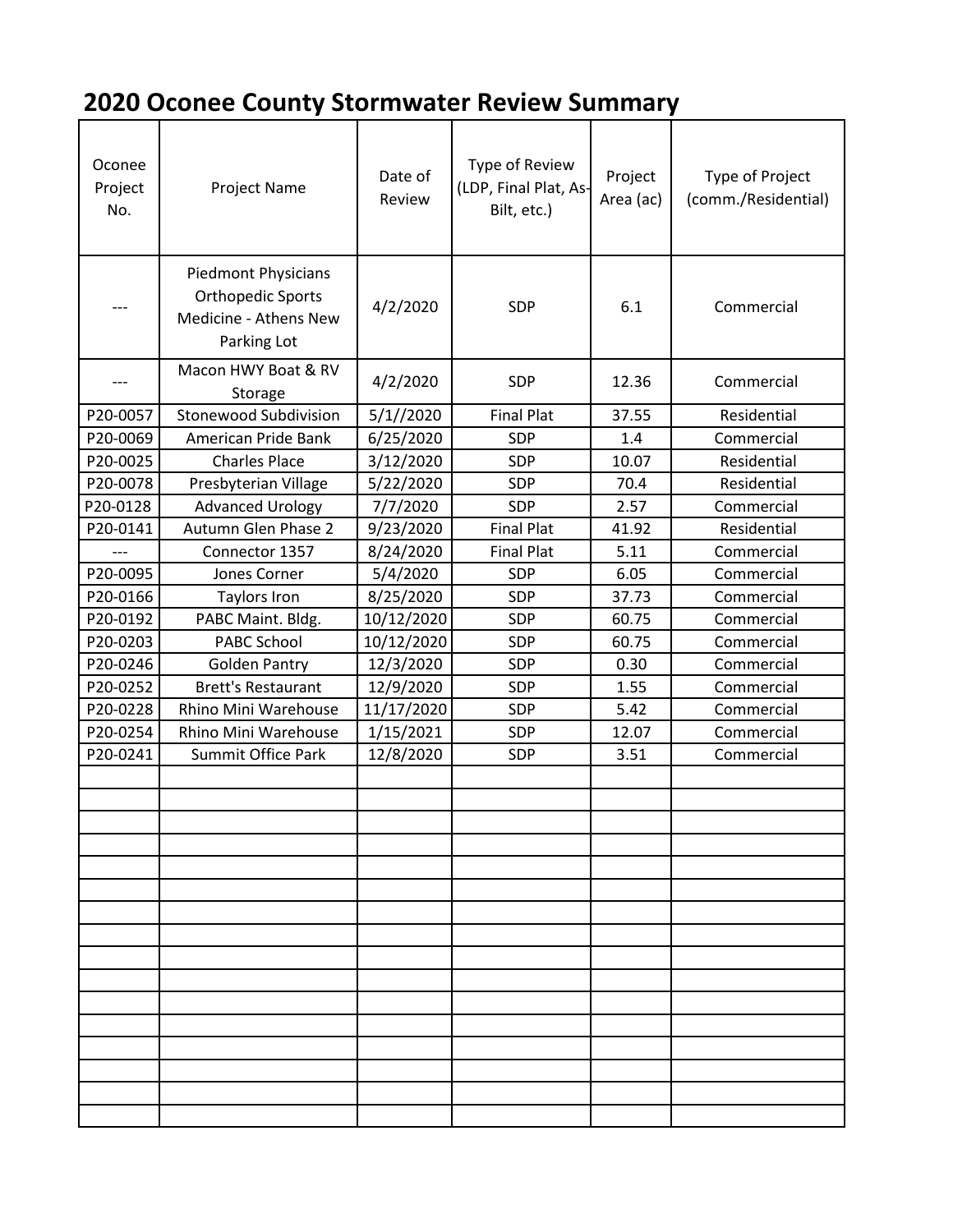# 2020 Oconee County Stormwater Review Summary

| Oconee Project No. | Project Name | Date of Review | Type of Review (LDP, Final Plat, As-Bilt, etc.) | Project Area (ac) | Type of Project (comm./Residential) |
|---|---|---|---|---|---|
| --- | Piedmont Physicians Orthopedic Sports Medicine - Athens New Parking Lot | 4/2/2020 | SDP | 6.1 | Commercial |
| --- | Macon HWY Boat & RV Storage | 4/2/2020 | SDP | 12.36 | Commercial |
| P20-0057 | Stonewood Subdivision | 5/1//2020 | Final Plat | 37.55 | Residential |
| P20-0069 | American Pride Bank | 6/25/2020 | SDP | 1.4 | Commercial |
| P20-0025 | Charles Place | 3/12/2020 | SDP | 10.07 | Residential |
| P20-0078 | Presbyterian Village | 5/22/2020 | SDP | 70.4 | Residential |
| P20-0128 | Advanced Urology | 7/7/2020 | SDP | 2.57 | Commercial |
| P20-0141 | Autumn Glen Phase 2 | 9/23/2020 | Final Plat | 41.92 | Residential |
| --- | Connector 1357 | 8/24/2020 | Final Plat | 5.11 | Commercial |
| P20-0095 | Jones Corner | 5/4/2020 | SDP | 6.05 | Commercial |
| P20-0166 | Taylors Iron | 8/25/2020 | SDP | 37.73 | Commercial |
| P20-0192 | PABC Maint. Bldg. | 10/12/2020 | SDP | 60.75 | Commercial |
| P20-0203 | PABC School | 10/12/2020 | SDP | 60.75 | Commercial |
| P20-0246 | Golden Pantry | 12/3/2020 | SDP | 0.30 | Commercial |
| P20-0252 | Brett's Restaurant | 12/9/2020 | SDP | 1.55 | Commercial |
| P20-0228 | Rhino Mini Warehouse | 11/17/2020 | SDP | 5.42 | Commercial |
| P20-0254 | Rhino Mini Warehouse | 1/15/2021 | SDP | 12.07 | Commercial |
| P20-0241 | Summit Office Park | 12/8/2020 | SDP | 3.51 | Commercial |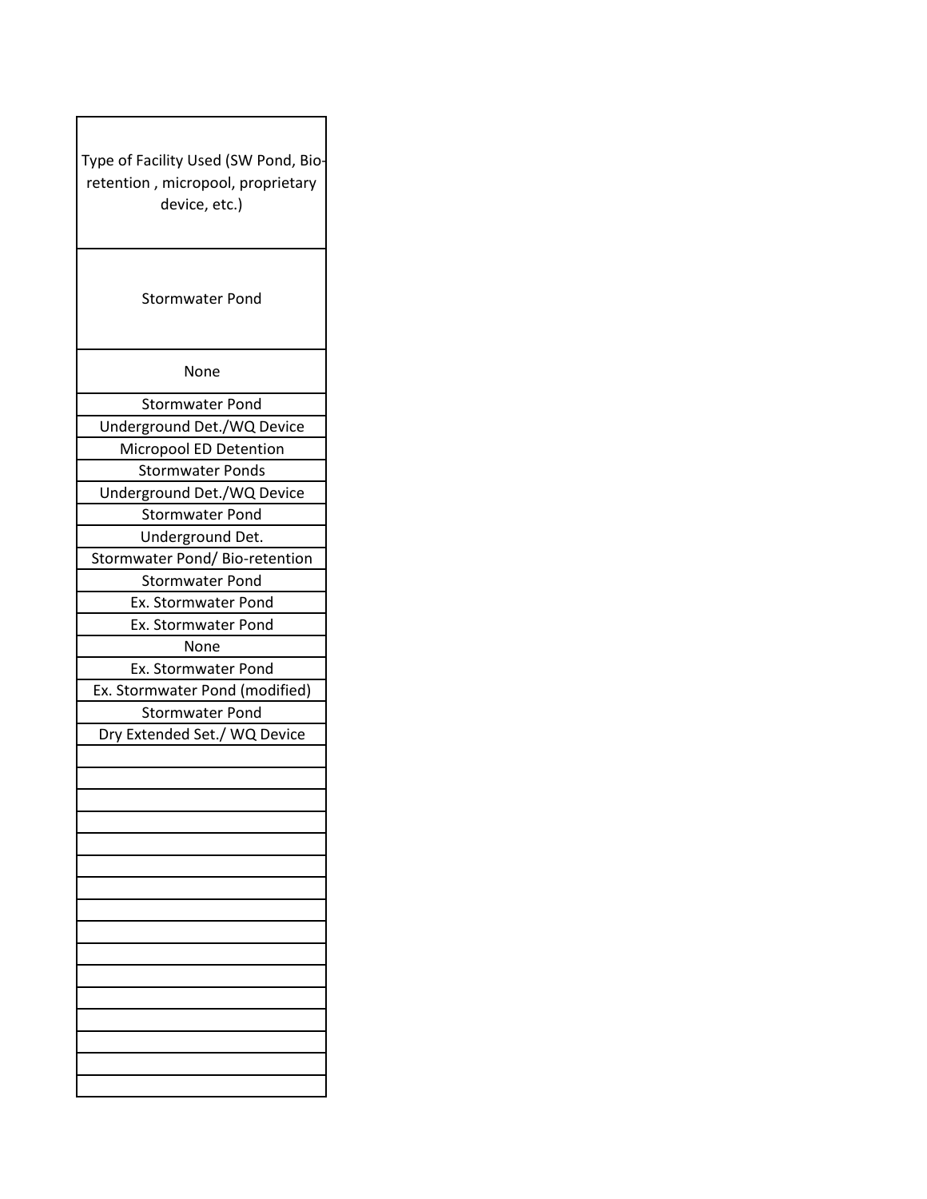| Type of Facility Used (SW Pond, Bio-retention , micropool, proprietary device, etc.) |
| --- |
| Stormwater Pond |
| None |
| Stormwater Pond |
| Underground Det./WQ Device |
| Micropool ED Detention |
| Stormwater Ponds |
| Underground Det./WQ Device |
| Stormwater Pond |
| Underground Det. |
| Stormwater Pond/ Bio-retention |
| Stormwater Pond |
| Ex. Stormwater Pond |
| Ex. Stormwater Pond |
| None |
| Ex. Stormwater Pond |
| Ex. Stormwater Pond (modified) |
| Stormwater Pond |
| Dry Extended Set./ WQ Device |
| |
| |
| |
| |
| |
| |
| |
| |
| |
| |
| |
| |
| |
| |
| |
| |